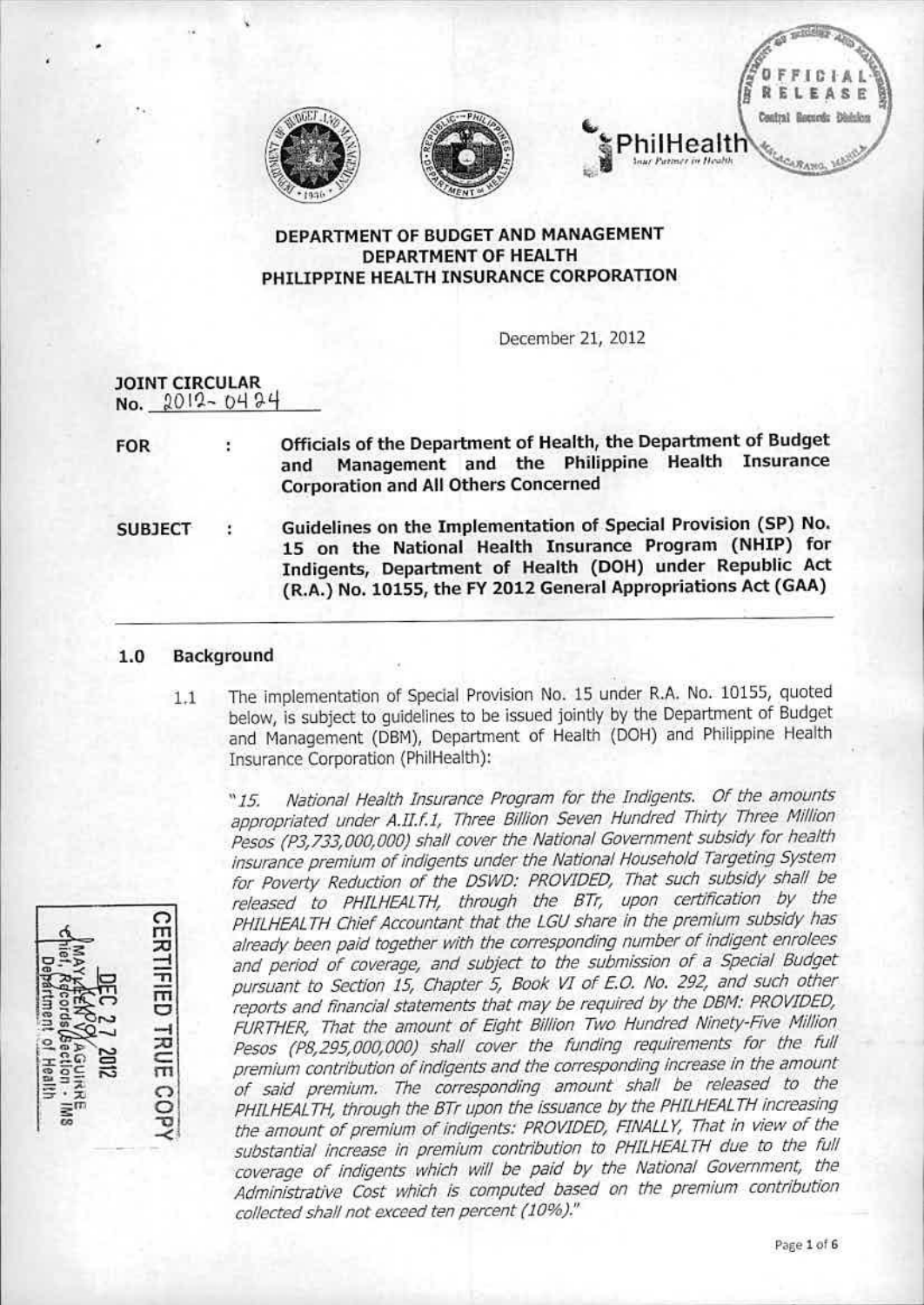DEPARTMENT OF BUDGET AND MANAGEMENT
DEPARTMENT OF HEALTH
PHILIPPINE HEALTH INSURANCE CORPORATION

December 21, 2012

**JOINT CIRCULAR**
**No. 2012-0424**

**FOR** : **Officials of the Department of Health, the Department of Budget and Management and the Philippine Health Insurance Corporation and All Others Concerned**

**SUBJECT** : **Guidelines on the Implementation of Special Provision (SP) No. 15 on the National Health Insurance Program (NHIP) for Indigents, Department of Health (DOH) under Republic Act (R.A.) No. 10155, the FY 2012 General Appropriations Act (GAA)**

## 1.0 Background

1.1 The implementation of Special Provision No. 15 under R.A. No. 10155, quoted below, is subject to guidelines to be issued jointly by the Department of Budget and Management (DBM), Department of Health (DOH) and Philippine Health Insurance Corporation (PhilHealth):

> *"15. National Health Insurance Program for the Indigents. Of the amounts appropriated under A.II.f.1, Three Billion Seven Hundred Thirty Three Million Pesos (P3,733,000,000) shall cover the National Government subsidy for health insurance premium of indigents under the National Household Targeting System for Poverty Reduction of the DSWD: PROVIDED, That such subsidy shall be released to PHILHEALTH, through the BTr, upon certification by the PHILHEALTH Chief Accountant that the LGU share in the premium subsidy has already been paid together with the corresponding number of indigent enrolees and period of coverage, and subject to the submission of a Special Budget pursuant to Section 15, Chapter 5, Book VI of E.O. No. 292, and such other reports and financial statements that may be required by the DBM: PROVIDED, FURTHER, That the amount of Eight Billion Two Hundred Ninety-Five Million Pesos (P8,295,000,000) shall cover the funding requirements for the full premium contribution of indigents and the corresponding increase in the amount of said premium. The corresponding amount shall be released to the PHILHEALTH, through the BTr upon the issuance by the PHILHEALTH increasing the amount of premium of indigents: PROVIDED, FINALLY, That in view of the substantial increase in premium contribution to PHILHEALTH due to the full coverage of indigents which will be paid by the National Government, the Administrative Cost which is computed based on the premium contribution collected shall not exceed ten percent (10%)."*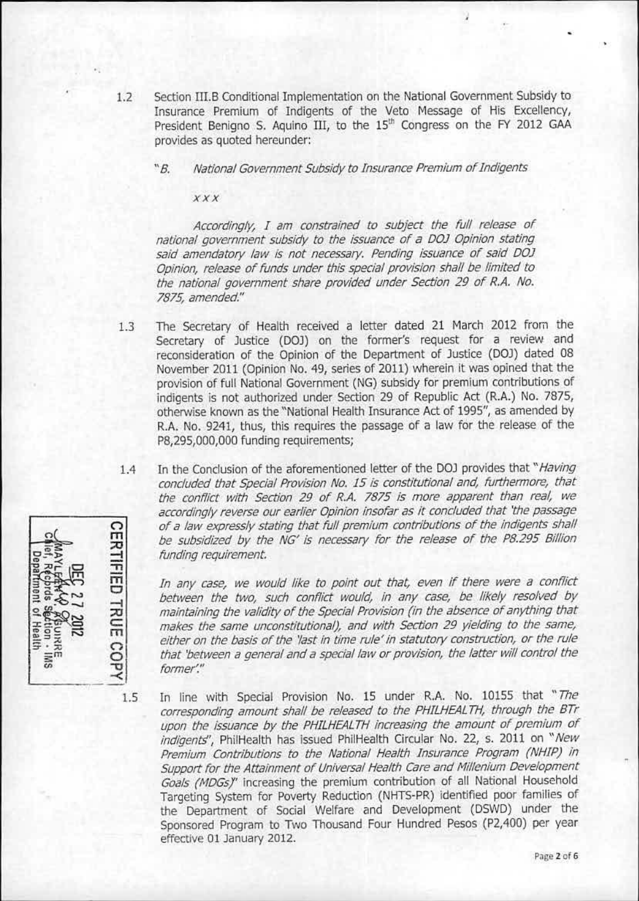1.2 Section III.B Conditional Implementation on the National Government Subsidy to Insurance Premium of Indigents of the Veto Message of His Excellency, President Benigno S. Aquino III, to the 15th Congress on the FY 2012 GAA provides as quoted hereunder:

> "*B. National Government Subsidy to Insurance Premium of Indigents*
>
> *xxx*
>
> *Accordingly, I am constrained to subject the full release of national government subsidy to the issuance of a DOJ Opinion stating said amendatory law is not necessary. Pending issuance of said DOJ Opinion, release of funds under this special provision shall be limited to the national government share provided under Section 29 of R.A. No. 7875, amended.*"

1.3 The Secretary of Health received a letter dated 21 March 2012 from the Secretary of Justice (DOJ) on the former's request for a review and reconsideration of the Opinion of the Department of Justice (DOJ) dated 08 November 2011 (Opinion No. 49, series of 2011) wherein it was opined that the provision of full National Government (NG) subsidy for premium contributions of indigents is not authorized under Section 29 of Republic Act (R.A.) No. 7875, otherwise known as the "National Health Insurance Act of 1995", as amended by R.A. No. 9241, thus, this requires the passage of a law for the release of the P8,295,000,000 funding requirements;

1.4 In the Conclusion of the aforementioned letter of the DOJ provides that "*Having concluded that Special Provision No. 15 is constitutional and, furthermore, that the conflict with Section 29 of R.A. 7875 is more apparent than real, we accordingly reverse our earlier Opinion insofar as it concluded that 'the passage of a law expressly stating that full premium contributions of the indigents shall be subsidized by the NG' is necessary for the release of the P8.295 Billion funding requirement.*

*In any case, we would like to point out that, even if there were a conflict between the two, such conflict would, in any case, be likely resolved by maintaining the validity of the Special Provision (in the absence of anything that makes the same unconstitutional), and with Section 29 yielding to the same, either on the basis of the 'last in time rule' in statutory construction, or the rule that 'between a general and a special law or provision, the latter will control the former'.*"

CERTIFIED TRUE COPY
DEC 27 2012
MAYLEEN V. AGUIRRE
Chief, Records Section - IMS
Department of Health

1.5 In line with Special Provision No. 15 under R.A. No. 10155 that "*The corresponding amount shall be released to the PHILHEALTH, through the BTr upon the issuance by the PHILHEALTH increasing the amount of premium of indigents*", PhilHealth has issued PhilHealth Circular No. 22, s. 2011 on "*New Premium Contributions to the National Health Insurance Program (NHIP) in Support for the Attainment of Universal Health Care and Millenium Development Goals (MDGs)*" increasing the premium contribution of all National Household Targeting System for Poverty Reduction (NHTS-PR) identified poor families of the Department of Social Welfare and Development (DSWD) under the Sponsored Program to Two Thousand Four Hundred Pesos (P2,400) per year effective 01 January 2012.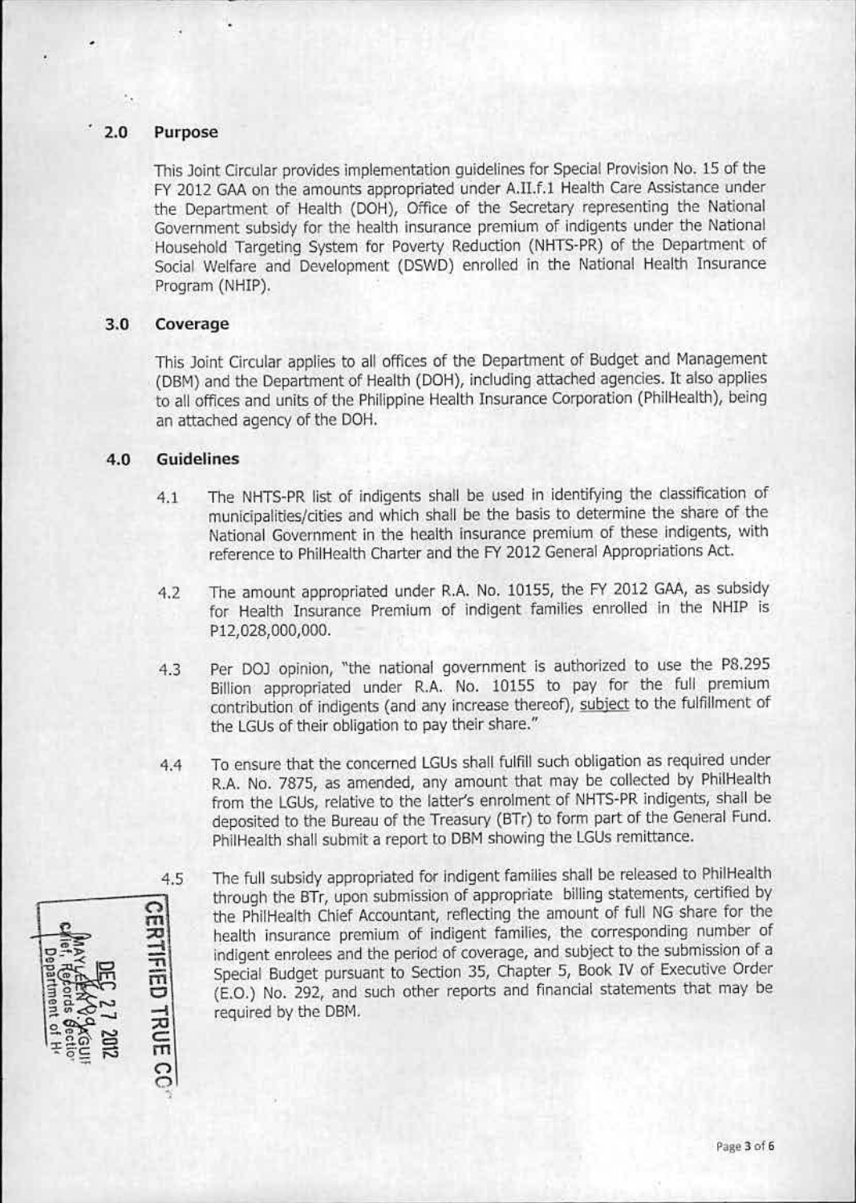## 2.0 Purpose

This Joint Circular provides implementation guidelines for Special Provision No. 15 of the FY 2012 GAA on the amounts appropriated under A.II.f.1 Health Care Assistance under the Department of Health (DOH), Office of the Secretary representing the National Government subsidy for the health insurance premium of indigents under the National Household Targeting System for Poverty Reduction (NHTS-PR) of the Department of Social Welfare and Development (DSWD) enrolled in the National Health Insurance Program (NHIP).

## 3.0 Coverage

This Joint Circular applies to all offices of the Department of Budget and Management (DBM) and the Department of Health (DOH), including attached agencies. It also applies to all offices and units of the Philippine Health Insurance Corporation (PhilHealth), being an attached agency of the DOH.

## 4.0 Guidelines

4.1 The NHTS-PR list of indigents shall be used in identifying the classification of municipalities/cities and which shall be the basis to determine the share of the National Government in the health insurance premium of these indigents, with reference to PhilHealth Charter and the FY 2012 General Appropriations Act.

4.2 The amount appropriated under R.A. No. 10155, the FY 2012 GAA, as subsidy for Health Insurance Premium of indigent families enrolled in the NHIP is P12,028,000,000.

4.3 Per DOJ opinion, "the national government is authorized to use the P8.295 Billion appropriated under R.A. No. 10155 to pay for the full premium contribution of indigents (and any increase thereof), <u>subject</u> to the fulfillment of the LGUs of their obligation to pay their share."

4.4 To ensure that the concerned LGUs shall fulfill such obligation as required under R.A. No. 7875, as amended, any amount that may be collected by PhilHealth from the LGUs, relative to the latter's enrolment of NHTS-PR indigents, shall be deposited to the Bureau of the Treasury (BTr) to form part of the General Fund. PhilHealth shall submit a report to DBM showing the LGUs remittance.

4.5 The full subsidy appropriated for indigent families shall be released to PhilHealth through the BTr, upon submission of appropriate billing statements, certified by the PhilHealth Chief Accountant, reflecting the amount of full NG share for the health insurance premium of indigent families, the corresponding number of indigent enrolees and the period of coverage, and subject to the submission of a Special Budget pursuant to Section 35, Chapter 5, Book IV of Executive Order (E.O.) No. 292, and such other reports and financial statements that may be required by the DBM.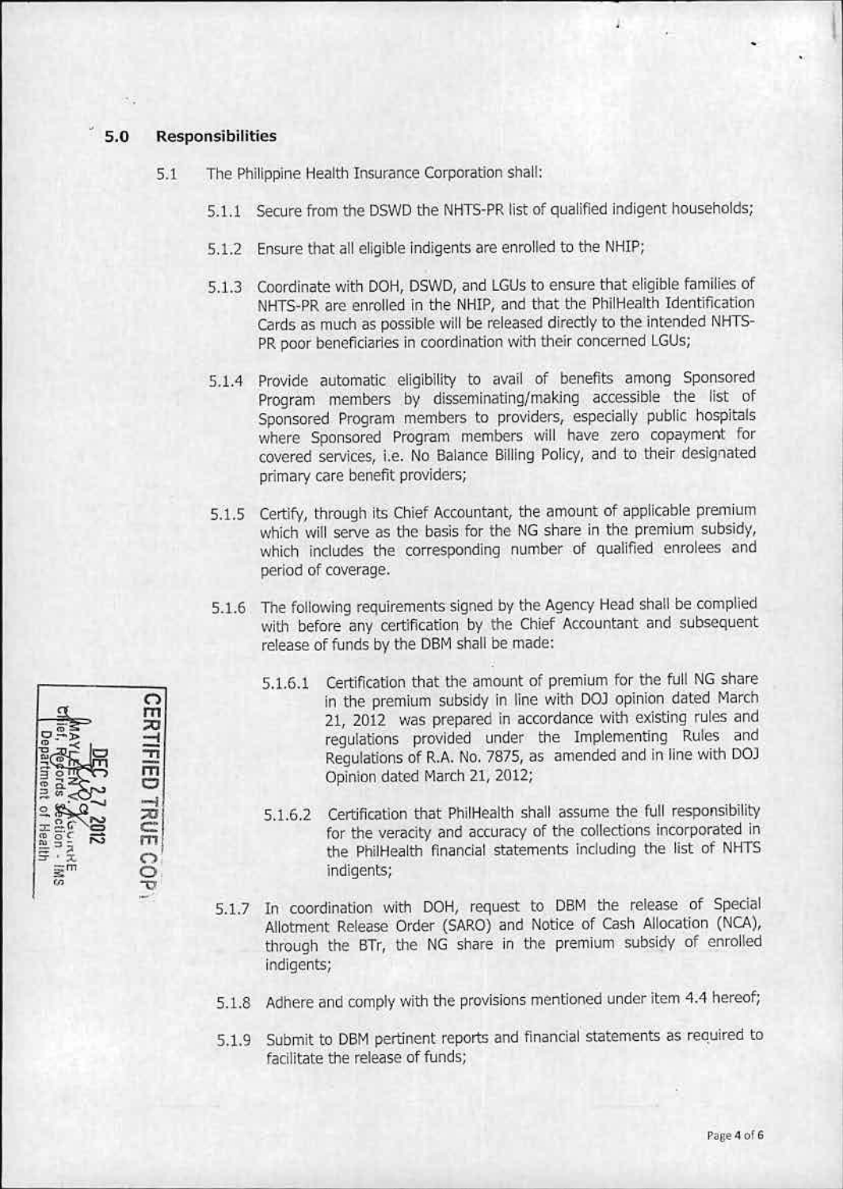## 5.0 Responsibilities

5.1 The Philippine Health Insurance Corporation shall:

5.1.1 Secure from the DSWD the NHTS-PR list of qualified indigent households;

5.1.2 Ensure that all eligible indigents are enrolled to the NHIP;

5.1.3 Coordinate with DOH, DSWD, and LGUs to ensure that eligible families of NHTS-PR are enrolled in the NHIP, and that the PhilHealth Identification Cards as much as possible will be released directly to the intended NHTS-PR poor beneficiaries in coordination with their concerned LGUs;

5.1.4 Provide automatic eligibility to avail of benefits among Sponsored Program members by disseminating/making accessible the list of Sponsored Program members to providers, especially public hospitals where Sponsored Program members will have zero copayment for covered services, i.e. No Balance Billing Policy, and to their designated primary care benefit providers;

5.1.5 Certify, through its Chief Accountant, the amount of applicable premium which will serve as the basis for the NG share in the premium subsidy, which includes the corresponding number of qualified enrolees and period of coverage.

5.1.6 The following requirements signed by the Agency Head shall be complied with before any certification by the Chief Accountant and subsequent release of funds by the DBM shall be made:

5.1.6.1 Certification that the amount of premium for the full NG share in the premium subsidy in line with DOJ opinion dated March 21, 2012 was prepared in accordance with existing rules and regulations provided under the Implementing Rules and Regulations of R.A. No. 7875, as amended and in line with DOJ Opinion dated March 21, 2012;

5.1.6.2 Certification that PhilHealth shall assume the full responsibility for the veracity and accuracy of the collections incorporated in the PhilHealth financial statements including the list of NHTS indigents;

5.1.7 In coordination with DOH, request to DBM the release of Special Allotment Release Order (SARO) and Notice of Cash Allocation (NCA), through the BTr, the NG share in the premium subsidy of enrolled indigents;

5.1.8 Adhere and comply with the provisions mentioned under item 4.4 hereof;

5.1.9 Submit to DBM pertinent reports and financial statements as required to facilitate the release of funds;

CERTIFIED TRUE COPY
DEC 27 2012
MAYLEEN V. AGUIRRE
Chief, Records Section - IMS
Department of Health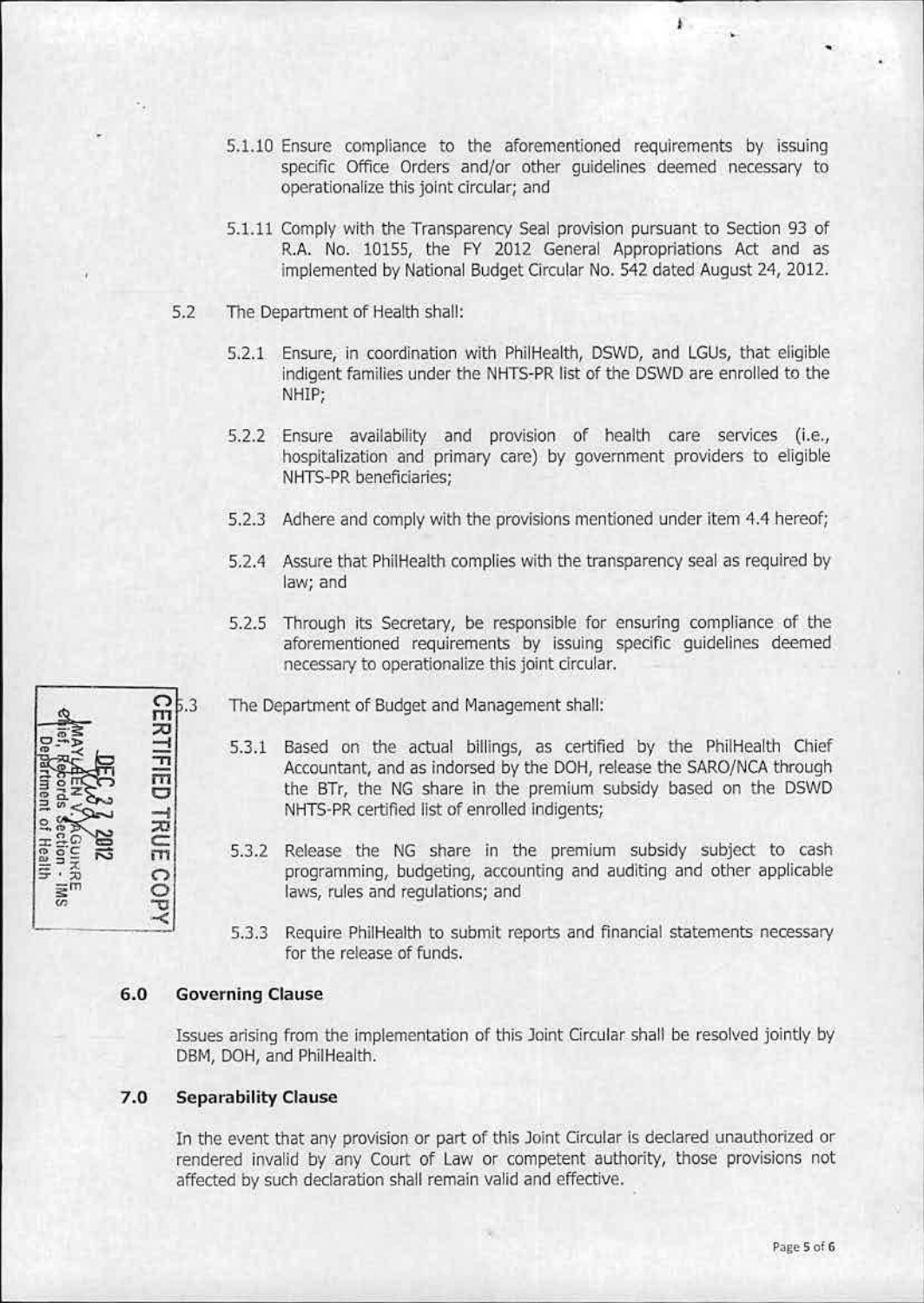5.1.10 Ensure compliance to the aforementioned requirements by issuing specific Office Orders and/or other guidelines deemed necessary to operationalize this joint circular; and

5.1.11 Comply with the Transparency Seal provision pursuant to Section 93 of R.A. No. 10155, the FY 2012 General Appropriations Act and as implemented by National Budget Circular No. 542 dated August 24, 2012.

5.2 The Department of Health shall:

5.2.1 Ensure, in coordination with PhilHealth, DSWD, and LGUs, that eligible indigent families under the NHTS-PR list of the DSWD are enrolled to the NHIP;

5.2.2 Ensure availability and provision of health care services (i.e., hospitalization and primary care) by government providers to eligible NHTS-PR beneficiaries;

5.2.3 Adhere and comply with the provisions mentioned under item 4.4 hereof;

5.2.4 Assure that PhilHealth complies with the transparency seal as required by law; and

5.2.5 Through its Secretary, be responsible for ensuring compliance of the aforementioned requirements by issuing specific guidelines deemed necessary to operationalize this joint circular.

CERTIFIED TRUE COPY
DEC 27 2012
MAYLAEN V. AGUIRRE
Chief, Records Section - IMS
Department of Health

5.3 The Department of Budget and Management shall:

5.3.1 Based on the actual billings, as certified by the PhilHealth Chief Accountant, and as indorsed by the DOH, release the SARO/NCA through the BTr, the NG share in the premium subsidy based on the DSWD NHTS-PR certified list of enrolled indigents;

5.3.2 Release the NG share in the premium subsidy subject to cash programming, budgeting, accounting and auditing and other applicable laws, rules and regulations; and

5.3.3 Require PhilHealth to submit reports and financial statements necessary for the release of funds.

## 6.0 Governing Clause

Issues arising from the implementation of this Joint Circular shall be resolved jointly by DBM, DOH, and PhilHealth.

## 7.0 Separability Clause

In the event that any provision or part of this Joint Circular is declared unauthorized or rendered invalid by any Court of Law or competent authority, those provisions not affected by such declaration shall remain valid and effective.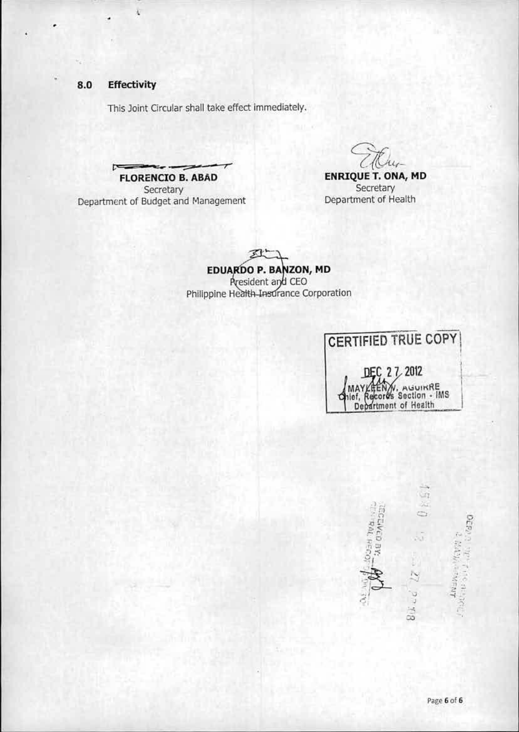## 8.0 Effectivity

This Joint Circular shall take effect immediately.

**FLORENCIO B. ABAD**
Secretary
Department of Budget and Management

**ENRIQUE T. ONA, MD**
Secretary
Department of Health

**EDUARDO P. BANZON, MD**
President and CEO
Philippine Health Insurance Corporation

CERTIFIED TRUE COPY
DEC 27 2012
MAYLEEN V. AGUIRRE
Chief, Records Section - IMS
Department of Health